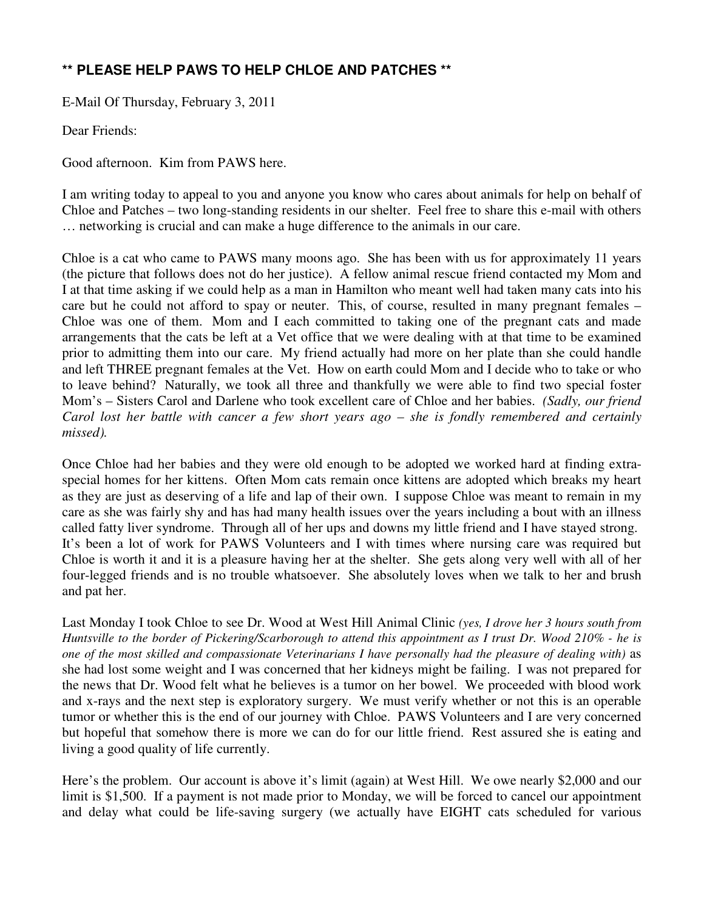**\*\* PLEASE HELP PAWS TO HELP CHLOE AND PATCHES \*\***

E-Mail Of Thursday, February 3, 2011

Dear Friends:

Good afternoon. Kim from PAWS here.

I am writing today to appeal to you and anyone you know who cares about animals for help on behalf of Chloe and Patches – two long-standing residents in our shelter. Feel free to share this e-mail with others … networking is crucial and can make a huge difference to the animals in our care.

Chloe is a cat who came to PAWS many moons ago. She has been with us for approximately 11 years (the picture that follows does not do her justice). A fellow animal rescue friend contacted my Mom and I at that time asking if we could help as a man in Hamilton who meant well had taken many cats into his care but he could not afford to spay or neuter. This, of course, resulted in many pregnant females – Chloe was one of them. Mom and I each committed to taking one of the pregnant cats and made arrangements that the cats be left at a Vet office that we were dealing with at that time to be examined prior to admitting them into our care. My friend actually had more on her plate than she could handle and left THREE pregnant females at the Vet. How on earth could Mom and I decide who to take or who to leave behind? Naturally, we took all three and thankfully we were able to find two special foster Mom's – Sisters Carol and Darlene who took excellent care of Chloe and her babies. *(Sadly, our friend Carol lost her battle with cancer a few short years ago – she is fondly remembered and certainly missed).*

Once Chloe had her babies and they were old enough to be adopted we worked hard at finding extra-special homes for her kittens. Often Mom cats remain once kittens are adopted which breaks my heart as they are just as deserving of a life and lap of their own. I suppose Chloe was meant to remain in my care as she was fairly shy and has had many health issues over the years including a bout with an illness called fatty liver syndrome. Through all of her ups and downs my little friend and I have stayed strong. It's been a lot of work for PAWS Volunteers and I with times where nursing care was required but Chloe is worth it and it is a pleasure having her at the shelter. She gets along very well with all of her four-legged friends and is no trouble whatsoever. She absolutely loves when we talk to her and brush and pat her.

Last Monday I took Chloe to see Dr. Wood at West Hill Animal Clinic *(yes, I drove her 3 hours south from Huntsville to the border of Pickering/Scarborough to attend this appointment as I trust Dr. Wood 210% - he is one of the most skilled and compassionate Veterinarians I have personally had the pleasure of dealing with)* as she had lost some weight and I was concerned that her kidneys might be failing. I was not prepared for the news that Dr. Wood felt what he believes is a tumor on her bowel. We proceeded with blood work and x-rays and the next step is exploratory surgery. We must verify whether or not this is an operable tumor or whether this is the end of our journey with Chloe. PAWS Volunteers and I are very concerned but hopeful that somehow there is more we can do for our little friend. Rest assured she is eating and living a good quality of life currently.

Here's the problem. Our account is above it's limit (again) at West Hill. We owe nearly $2,000 and our limit is $1,500. If a payment is not made prior to Monday, we will be forced to cancel our appointment and delay what could be life-saving surgery (we actually have EIGHT cats scheduled for various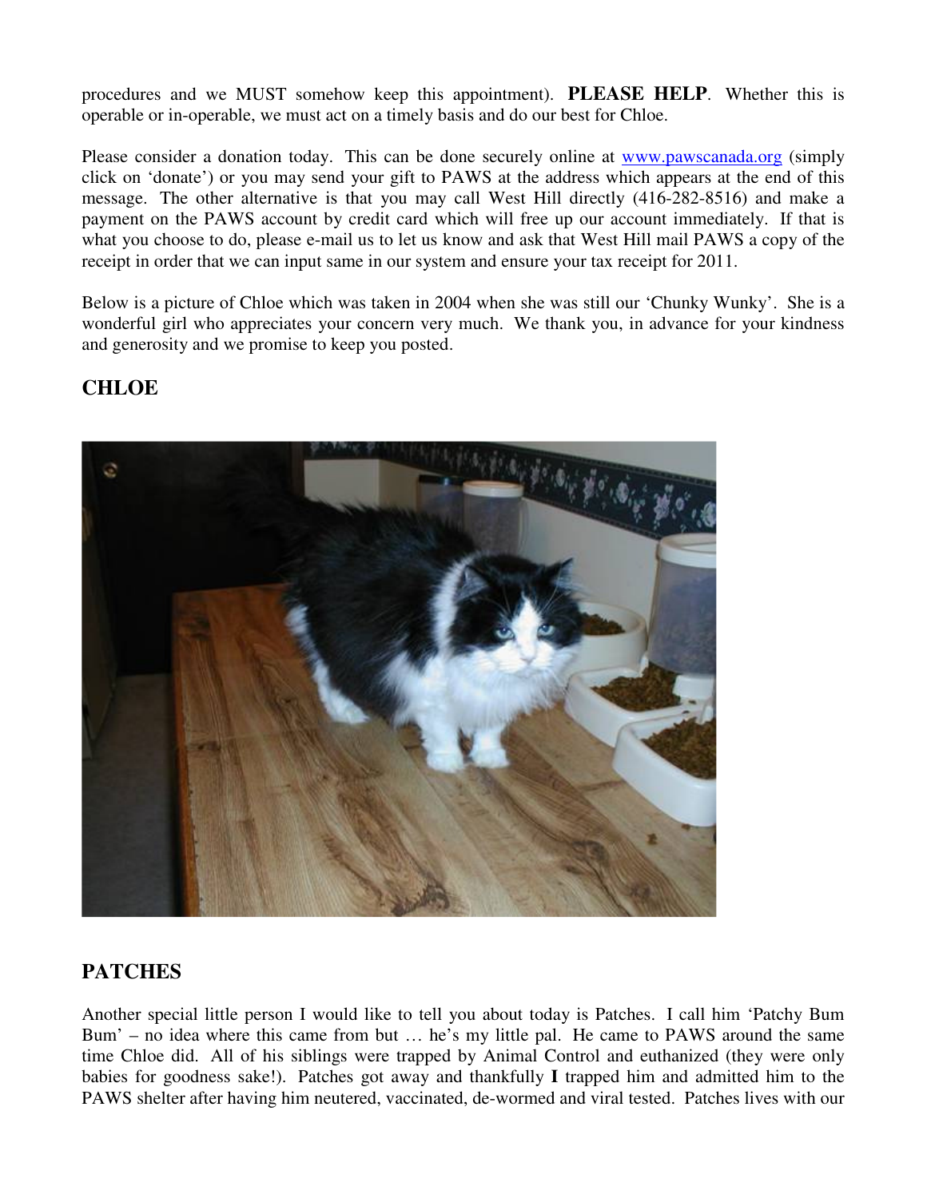procedures and we MUST somehow keep this appointment). **PLEASE HELP**. Whether this is operable or in-operable, we must act on a timely basis and do our best for Chloe.

Please consider a donation today. This can be done securely online at [www.pawscanada.org](http://www.pawscanada.org) (simply click on 'donate') or you may send your gift to PAWS at the address which appears at the end of this message. The other alternative is that you may call West Hill directly (416-282-8516) and make a payment on the PAWS account by credit card which will free up our account immediately. If that is what you choose to do, please e-mail us to let us know and ask that West Hill mail PAWS a copy of the receipt in order that we can input same in our system and ensure your tax receipt for 2011.

Below is a picture of Chloe which was taken in 2004 when she was still our 'Chunky Wunky'. She is a wonderful girl who appreciates your concern very much. We thank you, in advance for your kindness and generosity and we promise to keep you posted.

## CHLOE

## PATCHES

Another special little person I would like to tell you about today is Patches. I call him 'Patchy Bum Bum' – no idea where this came from but … he's my little pal. He came to PAWS around the same time Chloe did. All of his siblings were trapped by Animal Control and euthanized (they were only babies for goodness sake!). Patches got away and thankfully **I** trapped him and admitted him to the PAWS shelter after having him neutered, vaccinated, de-wormed and viral tested. Patches lives with our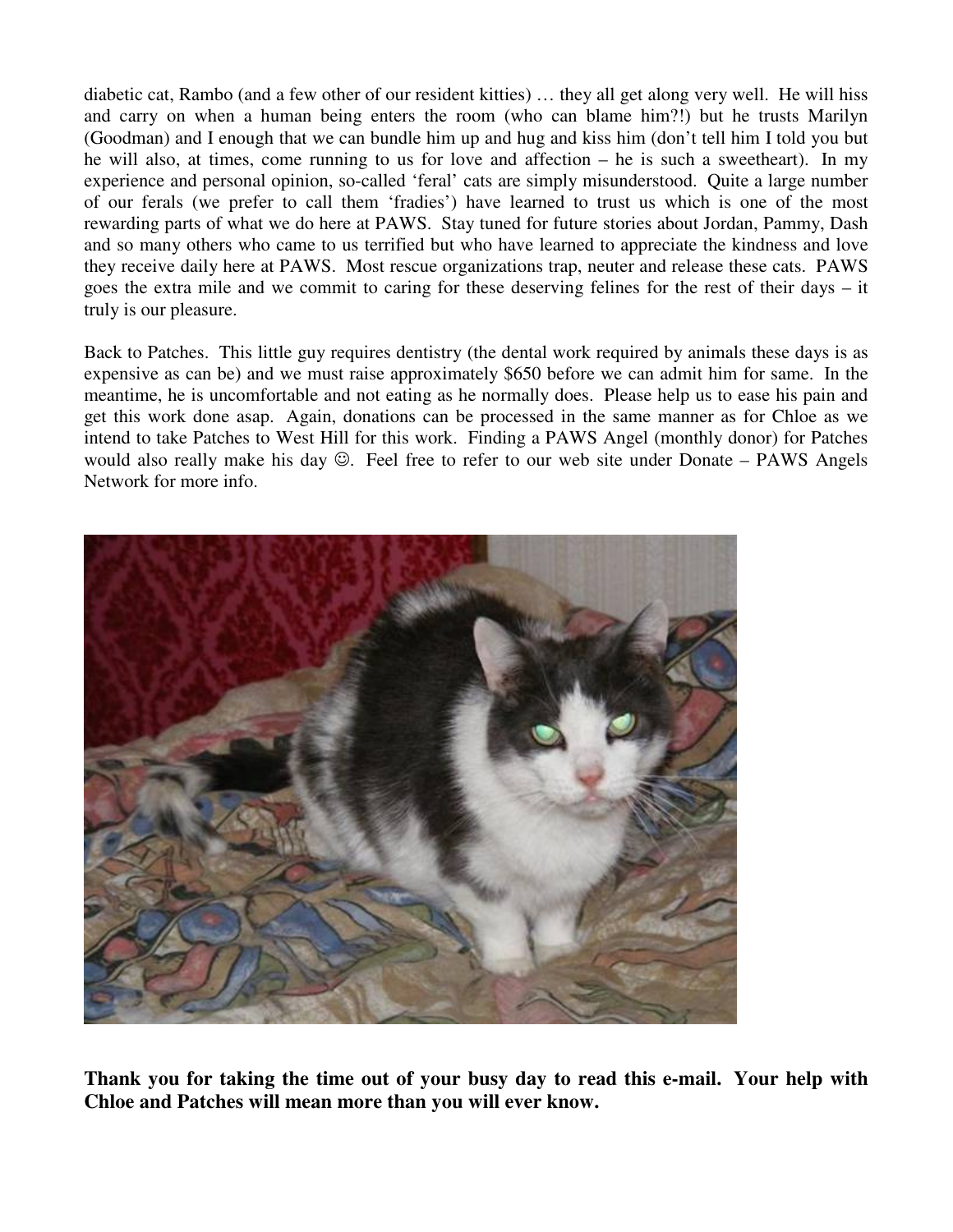diabetic cat, Rambo (and a few other of our resident kitties) … they all get along very well. He will hiss and carry on when a human being enters the room (who can blame him?!) but he trusts Marilyn (Goodman) and I enough that we can bundle him up and hug and kiss him (don't tell him I told you but he will also, at times, come running to us for love and affection – he is such a sweetheart). In my experience and personal opinion, so-called 'feral' cats are simply misunderstood. Quite a large number of our ferals (we prefer to call them 'fradies') have learned to trust us which is one of the most rewarding parts of what we do here at PAWS. Stay tuned for future stories about Jordan, Pammy, Dash and so many others who came to us terrified but who have learned to appreciate the kindness and love they receive daily here at PAWS. Most rescue organizations trap, neuter and release these cats. PAWS goes the extra mile and we commit to caring for these deserving felines for the rest of their days – it truly is our pleasure.

Back to Patches. This little guy requires dentistry (the dental work required by animals these days is as expensive as can be) and we must raise approximately $650 before we can admit him for same. In the meantime, he is uncomfortable and not eating as he normally does. Please help us to ease his pain and get this work done asap. Again, donations can be processed in the same manner as for Chloe as we intend to take Patches to West Hill for this work. Finding a PAWS Angel (monthly donor) for Patches would also really make his day ☺. Feel free to refer to our web site under Donate – PAWS Angels Network for more info.

**Thank you for taking the time out of your busy day to read this e-mail. Your help with Chloe and Patches will mean more than you will ever know.**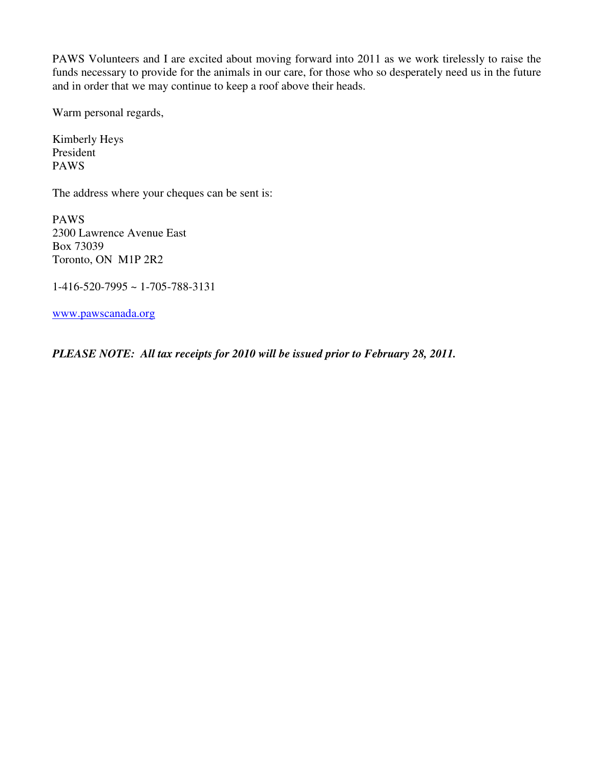PAWS Volunteers and I are excited about moving forward into 2011 as we work tirelessly to raise the funds necessary to provide for the animals in our care, for those who so desperately need us in the future and in order that we may continue to keep a roof above their heads.

Warm personal regards,

Kimberly Heys
President
PAWS

The address where your cheques can be sent is:

PAWS
2300 Lawrence Avenue East
Box 73039
Toronto, ON  M1P 2R2

1-416-520-7995 ~ 1-705-788-3131

www.pawscanada.org

***PLEASE NOTE: All tax receipts for 2010 will be issued prior to February 28, 2011.***